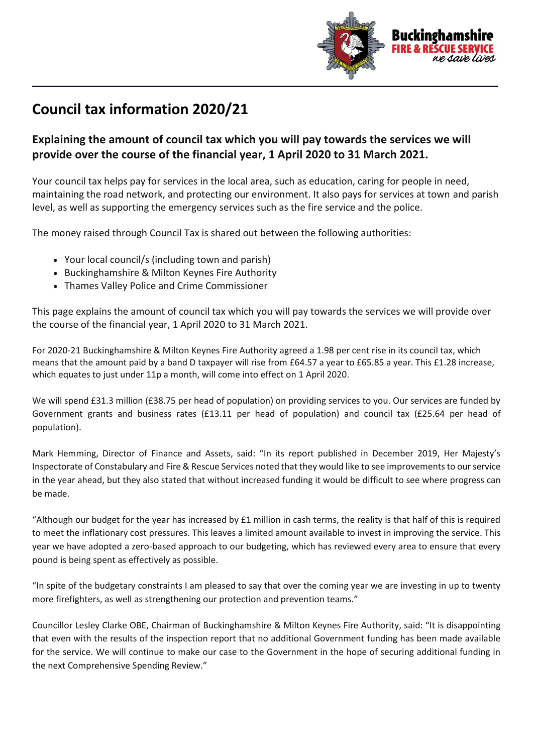# Council tax information 2020/21

## Explaining the amount of council tax which you will pay towards the services we will provide over the course of the financial year, 1 April 2020 to 31 March 2021.

Your council tax helps pay for services in the local area, such as education, caring for people in need, maintaining the road network, and protecting our environment. It also pays for services at town and parish level, as well as supporting the emergency services such as the fire service and the police.

The money raised through Council Tax is shared out between the following authorities:

- Your local council/s (including town and parish)
- Buckinghamshire & Milton Keynes Fire Authority
- Thames Valley Police and Crime Commissioner

This page explains the amount of council tax which you will pay towards the services we will provide over the course of the financial year, 1 April 2020 to 31 March 2021.

For 2020-21 Buckinghamshire & Milton Keynes Fire Authority agreed a 1.98 per cent rise in its council tax, which means that the amount paid by a band D taxpayer will rise from £64.57 a year to £65.85 a year. This £1.28 increase, which equates to just under 11p a month, will come into effect on 1 April 2020.

We will spend £31.3 million (£38.75 per head of population) on providing services to you. Our services are funded by Government grants and business rates (£13.11 per head of population) and council tax (£25.64 per head of population).

Mark Hemming, Director of Finance and Assets, said: "In its report published in December 2019, Her Majesty's Inspectorate of Constabulary and Fire & Rescue Services noted that they would like to see improvements to our service in the year ahead, but they also stated that without increased funding it would be difficult to see where progress can be made.

"Although our budget for the year has increased by £1 million in cash terms, the reality is that half of this is required to meet the inflationary cost pressures. This leaves a limited amount available to invest in improving the service. This year we have adopted a zero-based approach to our budgeting, which has reviewed every area to ensure that every pound is being spent as effectively as possible.

"In spite of the budgetary constraints I am pleased to say that over the coming year we are investing in up to twenty more firefighters, as well as strengthening our protection and prevention teams."

Councillor Lesley Clarke OBE, Chairman of Buckinghamshire & Milton Keynes Fire Authority, said: "It is disappointing that even with the results of the inspection report that no additional Government funding has been made available for the service. We will continue to make our case to the Government in the hope of securing additional funding in the next Comprehensive Spending Review."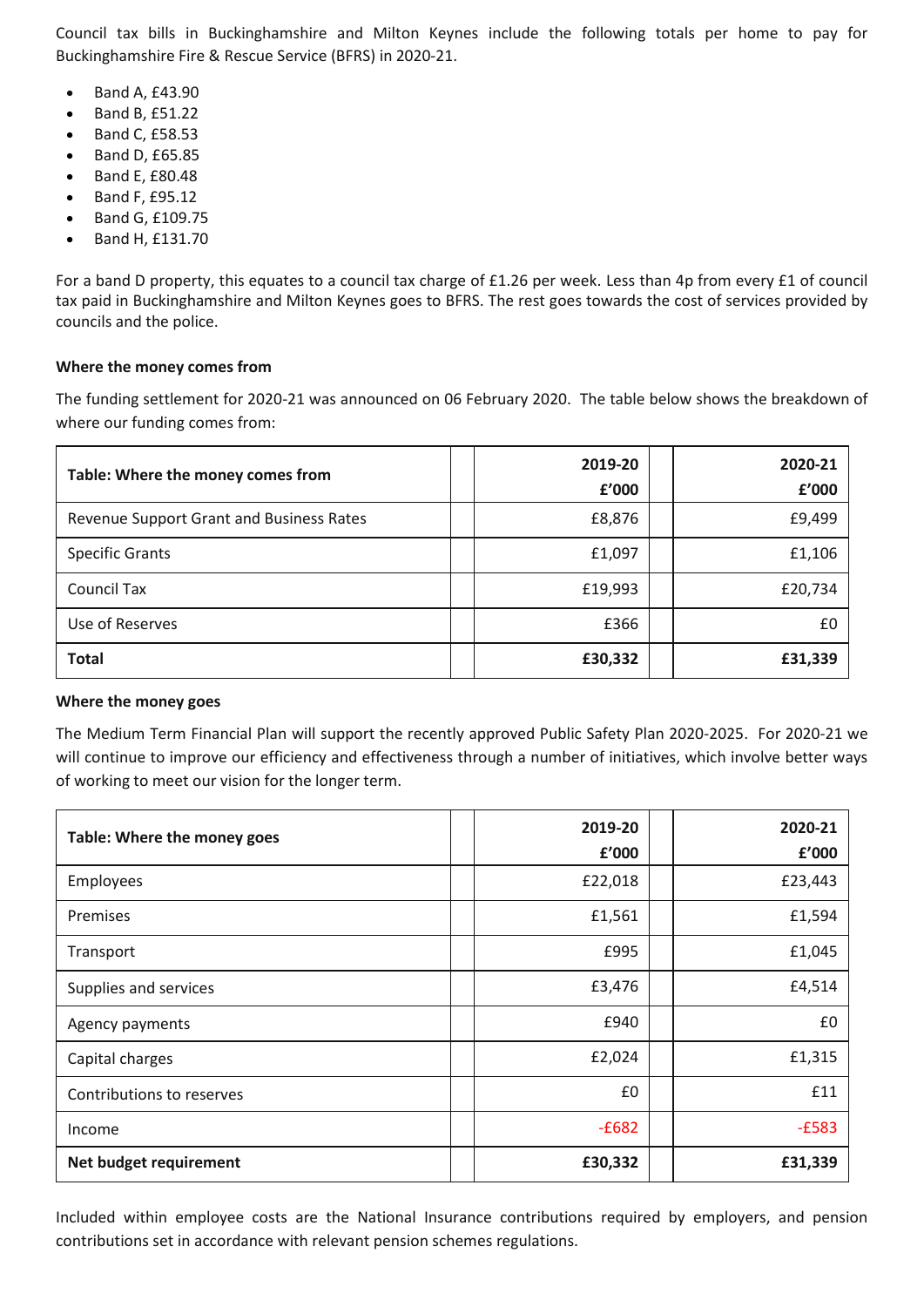Council tax bills in Buckinghamshire and Milton Keynes include the following totals per home to pay for Buckinghamshire Fire & Rescue Service (BFRS) in 2020-21.

- Band A, £43.90
- Band B, £51.22
- Band C, £58.53
- Band D, £65.85
- Band E, £80.48
- Band F, £95.12
- Band G, £109.75
- Band H, £131.70

For a band D property, this equates to a council tax charge of £1.26 per week. Less than 4p from every £1 of council tax paid in Buckinghamshire and Milton Keynes goes to BFRS. The rest goes towards the cost of services provided by councils and the police.

**Where the money comes from**

The funding settlement for 2020-21 was announced on 06 February 2020. The table below shows the breakdown of where our funding comes from:

| **Table: Where the money comes from** | **2019-20 £'000** | **2020-21 £'000** |
|---|---|---|
| Revenue Support Grant and Business Rates | £8,876 | £9,499 |
| Specific Grants | £1,097 | £1,106 |
| Council Tax | £19,993 | £20,734 |
| Use of Reserves | £366 | £0 |
| **Total** | **£30,332** | **£31,339** |

**Where the money goes**

The Medium Term Financial Plan will support the recently approved Public Safety Plan 2020-2025. For 2020-21 we will continue to improve our efficiency and effectiveness through a number of initiatives, which involve better ways of working to meet our vision for the longer term.

| **Table: Where the money goes** | **2019-20 £'000** | **2020-21 £'000** |
|---|---|---|
| Employees | £22,018 | £23,443 |
| Premises | £1,561 | £1,594 |
| Transport | £995 | £1,045 |
| Supplies and services | £3,476 | £4,514 |
| Agency payments | £940 | £0 |
| Capital charges | £2,024 | £1,315 |
| Contributions to reserves | £0 | £11 |
| Income | -£682 | -£583 |
| **Net budget requirement** | **£30,332** | **£31,339** |

Included within employee costs are the National Insurance contributions required by employers, and pension contributions set in accordance with relevant pension schemes regulations.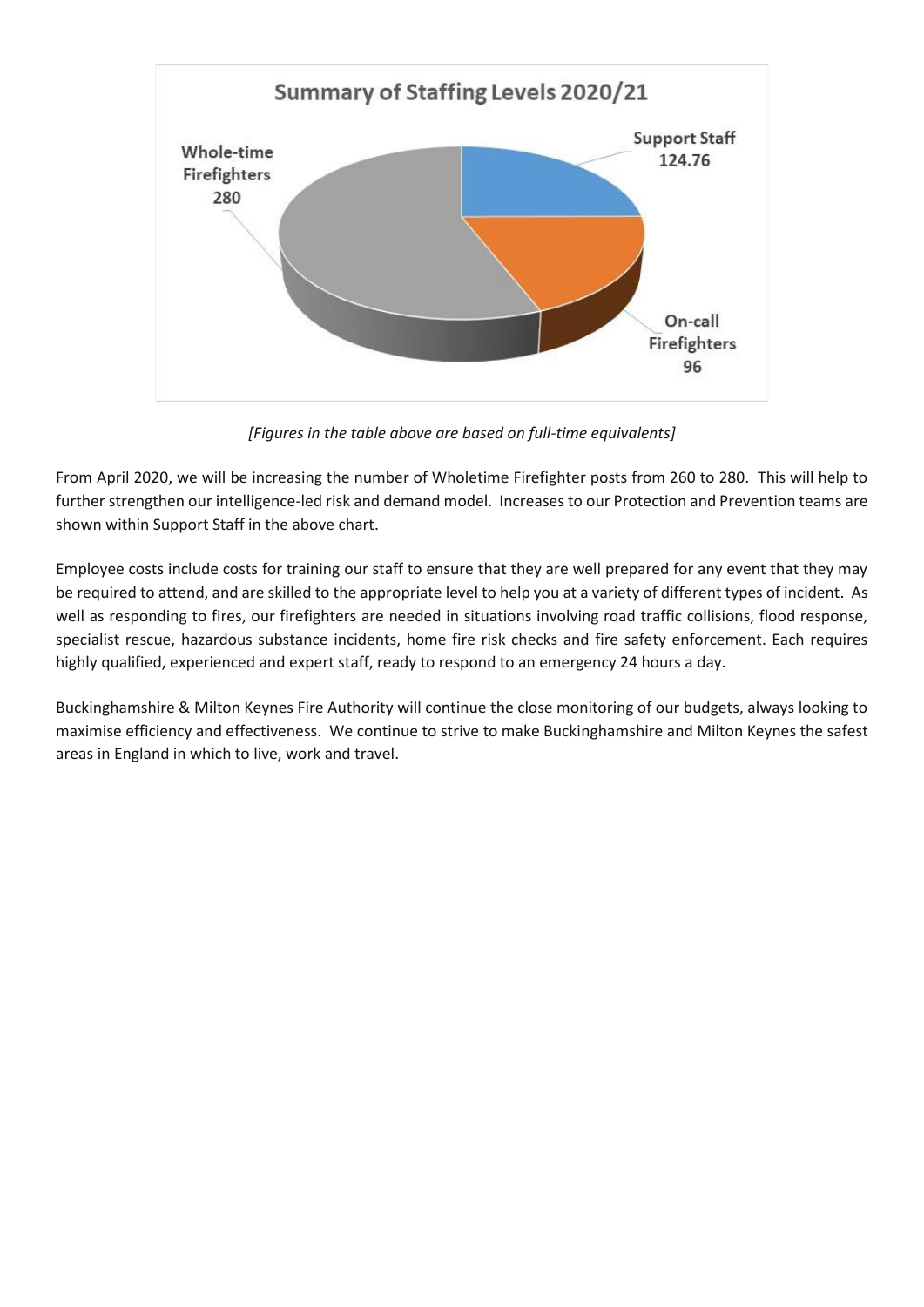Summary of Staffing Levels 2020/21

Whole-time Firefighters 280

Support Staff 124.76

On-call Firefighters 96

*[Figures in the table above are based on full-time equivalents]*

From April 2020, we will be increasing the number of Wholetime Firefighter posts from 260 to 280. This will help to further strengthen our intelligence-led risk and demand model. Increases to our Protection and Prevention teams are shown within Support Staff in the above chart.

Employee costs include costs for training our staff to ensure that they are well prepared for any event that they may be required to attend, and are skilled to the appropriate level to help you at a variety of different types of incident. As well as responding to fires, our firefighters are needed in situations involving road traffic collisions, flood response, specialist rescue, hazardous substance incidents, home fire risk checks and fire safety enforcement. Each requires highly qualified, experienced and expert staff, ready to respond to an emergency 24 hours a day.

Buckinghamshire & Milton Keynes Fire Authority will continue the close monitoring of our budgets, always looking to maximise efficiency and effectiveness. We continue to strive to make Buckinghamshire and Milton Keynes the safest areas in England in which to live, work and travel.